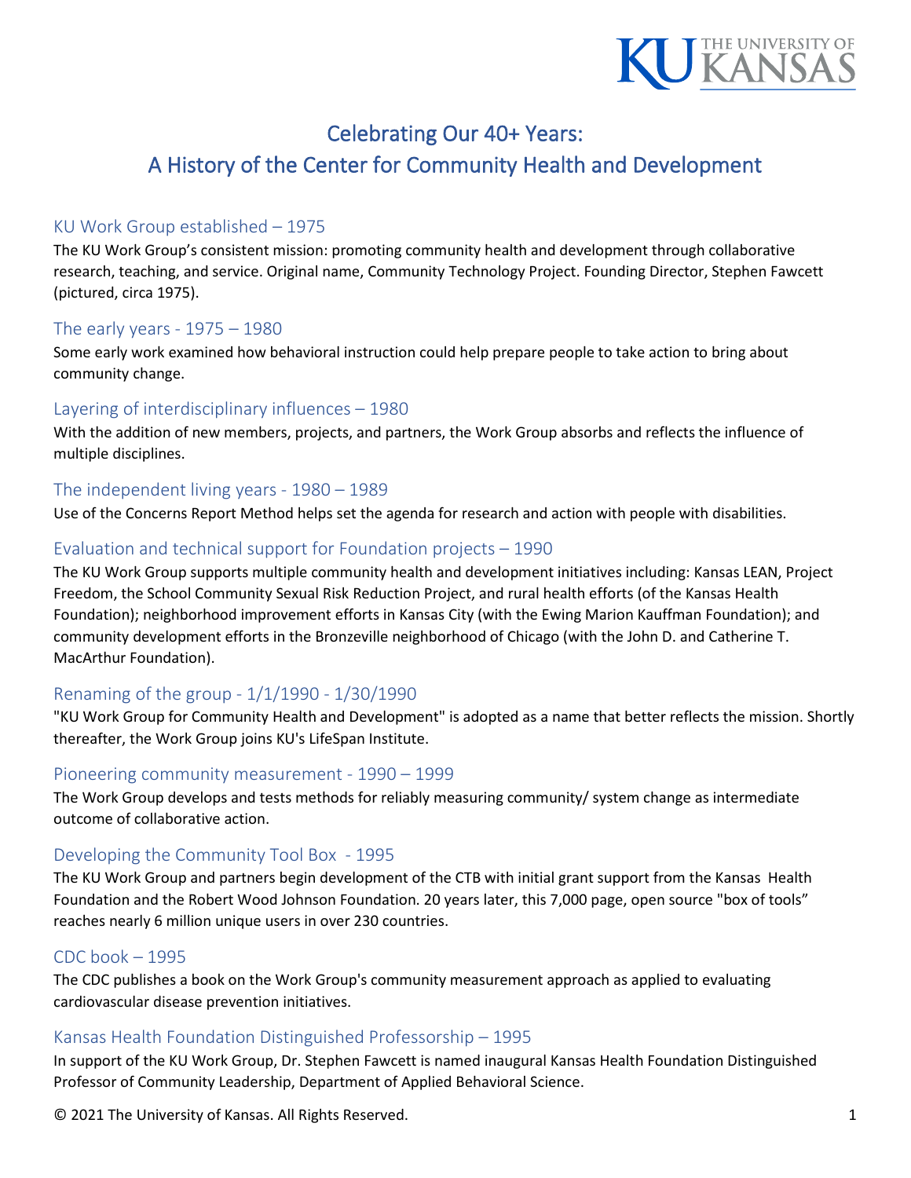# Celebrating Our 40+ Years:
# A History of the Center for Community Health and Development

## KU Work Group established – 1975

The KU Work Group's consistent mission: promoting community health and development through collaborative research, teaching, and service. Original name, Community Technology Project. Founding Director, Stephen Fawcett (pictured, circa 1975).

## The early years - 1975 – 1980

Some early work examined how behavioral instruction could help prepare people to take action to bring about community change.

## Layering of interdisciplinary influences – 1980

With the addition of new members, projects, and partners, the Work Group absorbs and reflects the influence of multiple disciplines.

## The independent living years - 1980 – 1989

Use of the Concerns Report Method helps set the agenda for research and action with people with disabilities.

## Evaluation and technical support for Foundation projects – 1990

The KU Work Group supports multiple community health and development initiatives including: Kansas LEAN, Project Freedom, the School Community Sexual Risk Reduction Project, and rural health efforts (of the Kansas Health Foundation); neighborhood improvement efforts in Kansas City (with the Ewing Marion Kauffman Foundation); and community development efforts in the Bronzeville neighborhood of Chicago (with the John D. and Catherine T. MacArthur Foundation).

## Renaming of the group - 1/1/1990 - 1/30/1990

"KU Work Group for Community Health and Development" is adopted as a name that better reflects the mission. Shortly thereafter, the Work Group joins KU's LifeSpan Institute.

## Pioneering community measurement - 1990 – 1999

The Work Group develops and tests methods for reliably measuring community/ system change as intermediate outcome of collaborative action.

## Developing the Community Tool Box - 1995

The KU Work Group and partners begin development of the CTB with initial grant support from the Kansas Health Foundation and the Robert Wood Johnson Foundation. 20 years later, this 7,000 page, open source "box of tools" reaches nearly 6 million unique users in over 230 countries.

## CDC book – 1995

The CDC publishes a book on the Work Group's community measurement approach as applied to evaluating cardiovascular disease prevention initiatives.

## Kansas Health Foundation Distinguished Professorship – 1995

In support of the KU Work Group, Dr. Stephen Fawcett is named inaugural Kansas Health Foundation Distinguished Professor of Community Leadership, Department of Applied Behavioral Science.

© 2021 The University of Kansas. All Rights Reserved.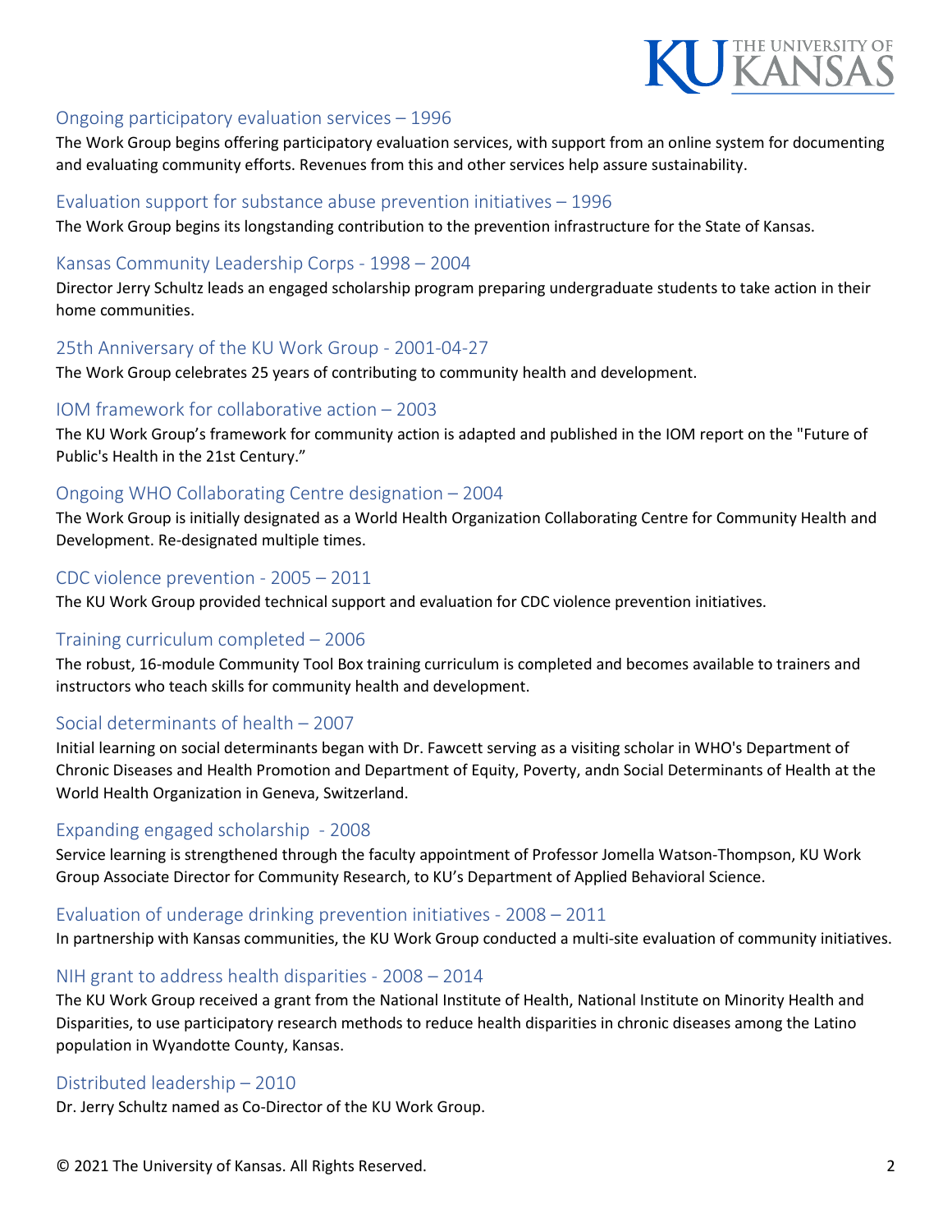## Ongoing participatory evaluation services – 1996

The Work Group begins offering participatory evaluation services, with support from an online system for documenting and evaluating community efforts. Revenues from this and other services help assure sustainability.

## Evaluation support for substance abuse prevention initiatives – 1996

The Work Group begins its longstanding contribution to the prevention infrastructure for the State of Kansas.

## Kansas Community Leadership Corps - 1998 – 2004

Director Jerry Schultz leads an engaged scholarship program preparing undergraduate students to take action in their home communities.

## 25th Anniversary of the KU Work Group - 2001-04-27

The Work Group celebrates 25 years of contributing to community health and development.

## IOM framework for collaborative action – 2003

The KU Work Group's framework for community action is adapted and published in the IOM report on the "Future of Public's Health in the 21st Century."

## Ongoing WHO Collaborating Centre designation – 2004

The Work Group is initially designated as a World Health Organization Collaborating Centre for Community Health and Development. Re-designated multiple times.

## CDC violence prevention - 2005 – 2011

The KU Work Group provided technical support and evaluation for CDC violence prevention initiatives.

## Training curriculum completed – 2006

The robust, 16-module Community Tool Box training curriculum is completed and becomes available to trainers and instructors who teach skills for community health and development.

## Social determinants of health – 2007

Initial learning on social determinants began with Dr. Fawcett serving as a visiting scholar in WHO's Department of Chronic Diseases and Health Promotion and Department of Equity, Poverty, andn Social Determinants of Health at the World Health Organization in Geneva, Switzerland.

## Expanding engaged scholarship - 2008

Service learning is strengthened through the faculty appointment of Professor Jomella Watson-Thompson, KU Work Group Associate Director for Community Research, to KU's Department of Applied Behavioral Science.

## Evaluation of underage drinking prevention initiatives - 2008 – 2011

In partnership with Kansas communities, the KU Work Group conducted a multi-site evaluation of community initiatives.

## NIH grant to address health disparities - 2008 – 2014

The KU Work Group received a grant from the National Institute of Health, National Institute on Minority Health and Disparities, to use participatory research methods to reduce health disparities in chronic diseases among the Latino population in Wyandotte County, Kansas.

## Distributed leadership – 2010

Dr. Jerry Schultz named as Co-Director of the KU Work Group.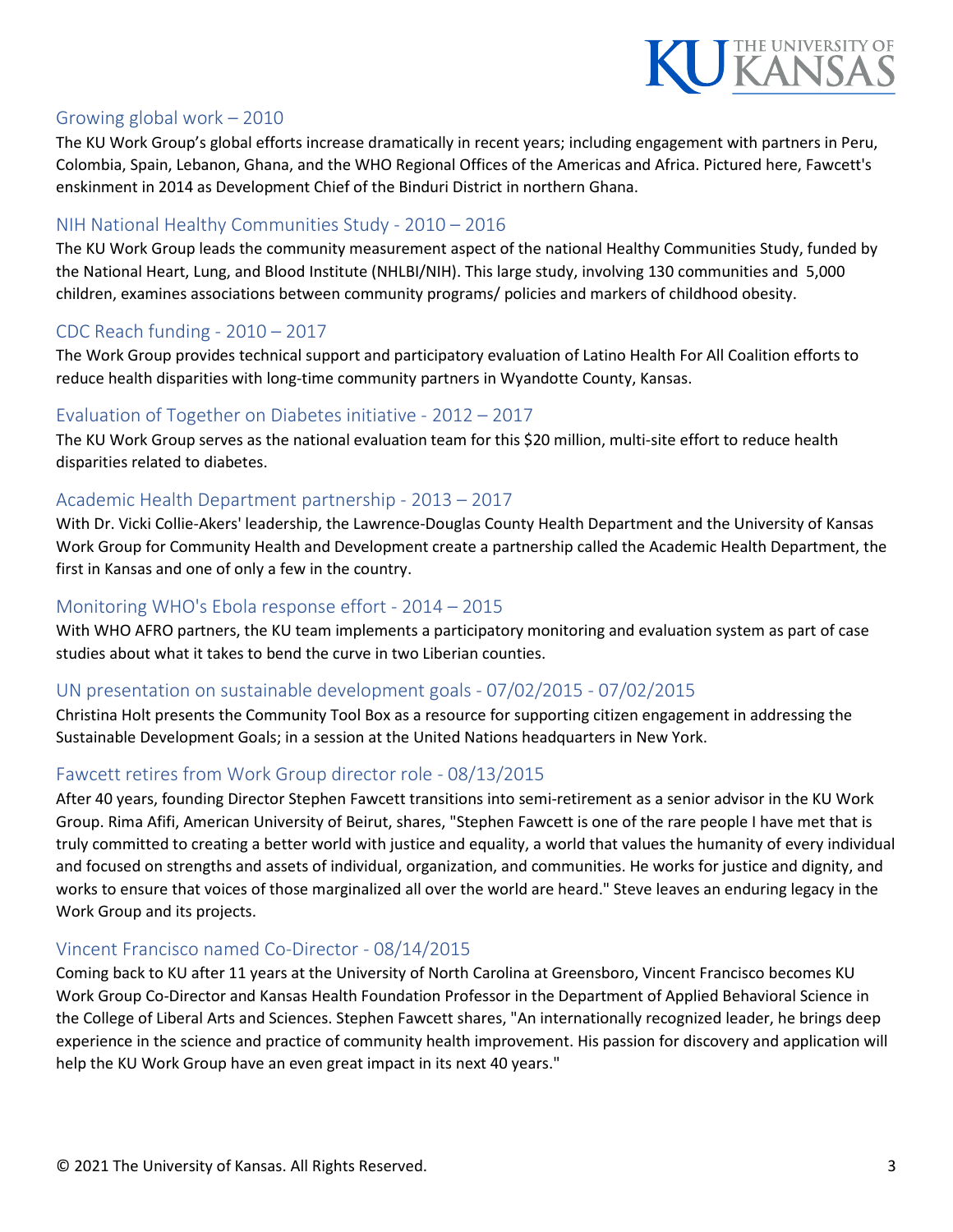## Growing global work – 2010

The KU Work Group's global efforts increase dramatically in recent years; including engagement with partners in Peru, Colombia, Spain, Lebanon, Ghana, and the WHO Regional Offices of the Americas and Africa. Pictured here, Fawcett's enskinment in 2014 as Development Chief of the Binduri District in northern Ghana.

## NIH National Healthy Communities Study - 2010 – 2016

The KU Work Group leads the community measurement aspect of the national Healthy Communities Study, funded by the National Heart, Lung, and Blood Institute (NHLBI/NIH). This large study, involving 130 communities and 5,000 children, examines associations between community programs/ policies and markers of childhood obesity.

## CDC Reach funding - 2010 – 2017

The Work Group provides technical support and participatory evaluation of Latino Health For All Coalition efforts to reduce health disparities with long-time community partners in Wyandotte County, Kansas.

## Evaluation of Together on Diabetes initiative - 2012 – 2017

The KU Work Group serves as the national evaluation team for this $20 million, multi-site effort to reduce health disparities related to diabetes.

## Academic Health Department partnership - 2013 – 2017

With Dr. Vicki Collie-Akers' leadership, the Lawrence-Douglas County Health Department and the University of Kansas Work Group for Community Health and Development create a partnership called the Academic Health Department, the first in Kansas and one of only a few in the country.

## Monitoring WHO's Ebola response effort - 2014 – 2015

With WHO AFRO partners, the KU team implements a participatory monitoring and evaluation system as part of case studies about what it takes to bend the curve in two Liberian counties.

## UN presentation on sustainable development goals - 07/02/2015 - 07/02/2015

Christina Holt presents the Community Tool Box as a resource for supporting citizen engagement in addressing the Sustainable Development Goals; in a session at the United Nations headquarters in New York.

## Fawcett retires from Work Group director role - 08/13/2015

After 40 years, founding Director Stephen Fawcett transitions into semi-retirement as a senior advisor in the KU Work Group. Rima Afifi, American University of Beirut, shares, "Stephen Fawcett is one of the rare people I have met that is truly committed to creating a better world with justice and equality, a world that values the humanity of every individual and focused on strengths and assets of individual, organization, and communities. He works for justice and dignity, and works to ensure that voices of those marginalized all over the world are heard." Steve leaves an enduring legacy in the Work Group and its projects.

## Vincent Francisco named Co-Director - 08/14/2015

Coming back to KU after 11 years at the University of North Carolina at Greensboro, Vincent Francisco becomes KU Work Group Co-Director and Kansas Health Foundation Professor in the Department of Applied Behavioral Science in the College of Liberal Arts and Sciences. Stephen Fawcett shares, "An internationally recognized leader, he brings deep experience in the science and practice of community health improvement. His passion for discovery and application will help the KU Work Group have an even great impact in its next 40 years."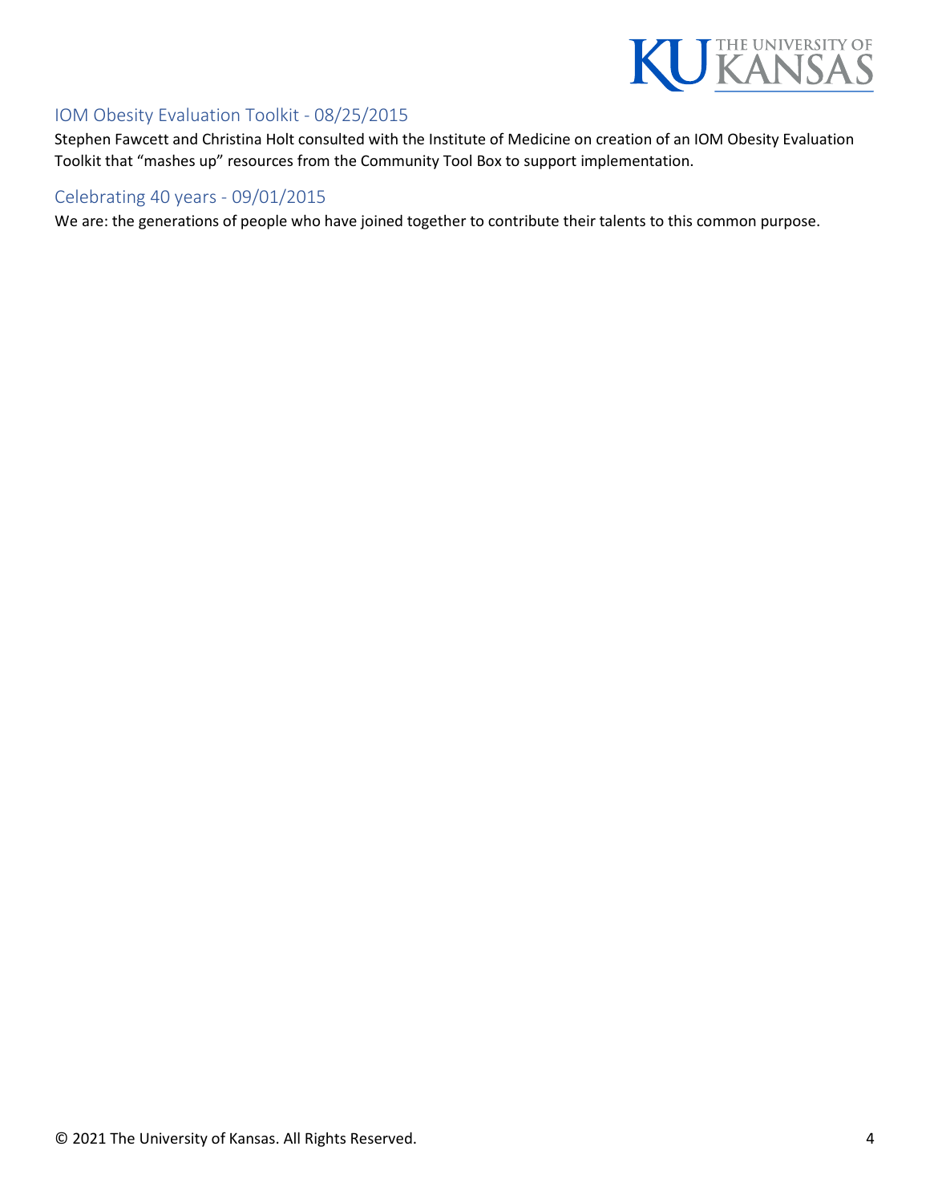## IOM Obesity Evaluation Toolkit - 08/25/2015

Stephen Fawcett and Christina Holt consulted with the Institute of Medicine on creation of an IOM Obesity Evaluation Toolkit that “mashes up” resources from the Community Tool Box to support implementation.

## Celebrating 40 years - 09/01/2015

We are: the generations of people who have joined together to contribute their talents to this common purpose.